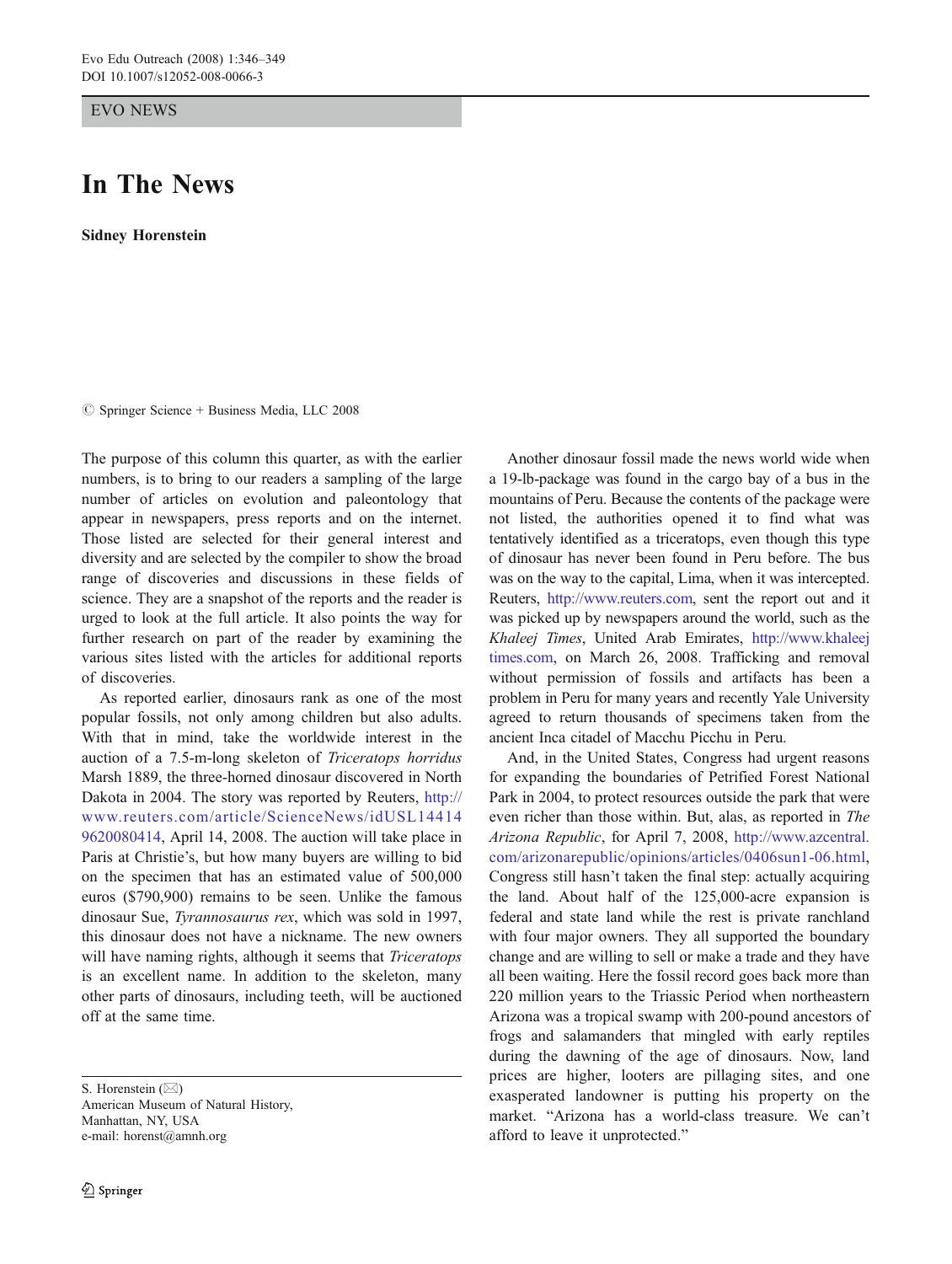EVO NEWS

# In The News

**Sidney Horenstein**

© Springer Science + Business Media, LLC 2008

The purpose of this column this quarter, as with the earlier numbers, is to bring to our readers a sampling of the large number of articles on evolution and paleontology that appear in newspapers, press reports and on the internet. Those listed are selected for their general interest and diversity and are selected by the compiler to show the broad range of discoveries and discussions in these fields of science. They are a snapshot of the reports and the reader is urged to look at the full article. It also points the way for further research on part of the reader by examining the various sites listed with the articles for additional reports of discoveries.

As reported earlier, dinosaurs rank as one of the most popular fossils, not only among children but also adults. With that in mind, take the worldwide interest in the auction of a 7.5-m-long skeleton of *Triceratops horridus* Marsh 1889, the three-horned dinosaur discovered in North Dakota in 2004. The story was reported by Reuters, http://www.reuters.com/article/ScienceNews/idUSL144149620080414, April 14, 2008. The auction will take place in Paris at Christie's, but how many buyers are willing to bid on the specimen that has an estimated value of 500,000 euros ($790,900) remains to be seen. Unlike the famous dinosaur Sue, *Tyrannosaurus rex*, which was sold in 1997, this dinosaur does not have a nickname. The new owners will have naming rights, although it seems that *Triceratops* is an excellent name. In addition to the skeleton, many other parts of dinosaurs, including teeth, will be auctioned off at the same time.

S. Horenstein (✉)
American Museum of Natural History,
Manhattan, NY, USA
e-mail: horenst@amnh.org

Another dinosaur fossil made the news world wide when a 19-lb-package was found in the cargo bay of a bus in the mountains of Peru. Because the contents of the package were not listed, the authorities opened it to find what was tentatively identified as a triceratops, even though this type of dinosaur has never been found in Peru before. The bus was on the way to the capital, Lima, when it was intercepted. Reuters, http://www.reuters.com, sent the report out and it was picked up by newspapers around the world, such as the *Khaleej Times*, United Arab Emirates, http://www.khaleejtimes.com, on March 26, 2008. Trafficking and removal without permission of fossils and artifacts has been a problem in Peru for many years and recently Yale University agreed to return thousands of specimens taken from the ancient Inca citadel of Macchu Picchu in Peru.

And, in the United States, Congress had urgent reasons for expanding the boundaries of Petrified Forest National Park in 2004, to protect resources outside the park that were even richer than those within. But, alas, as reported in *The Arizona Republic*, for April 7, 2008, http://www.azcentral.com/arizonarepublic/opinions/articles/0406sun1-06.html, Congress still hasn't taken the final step: actually acquiring the land. About half of the 125,000-acre expansion is federal and state land while the rest is private ranchland with four major owners. They all supported the boundary change and are willing to sell or make a trade and they have all been waiting. Here the fossil record goes back more than 220 million years to the Triassic Period when northeastern Arizona was a tropical swamp with 200-pound ancestors of frogs and salamanders that mingled with early reptiles during the dawning of the age of dinosaurs. Now, land prices are higher, looters are pillaging sites, and one exasperated landowner is putting his property on the market. "Arizona has a world-class treasure. We can't afford to leave it unprotected."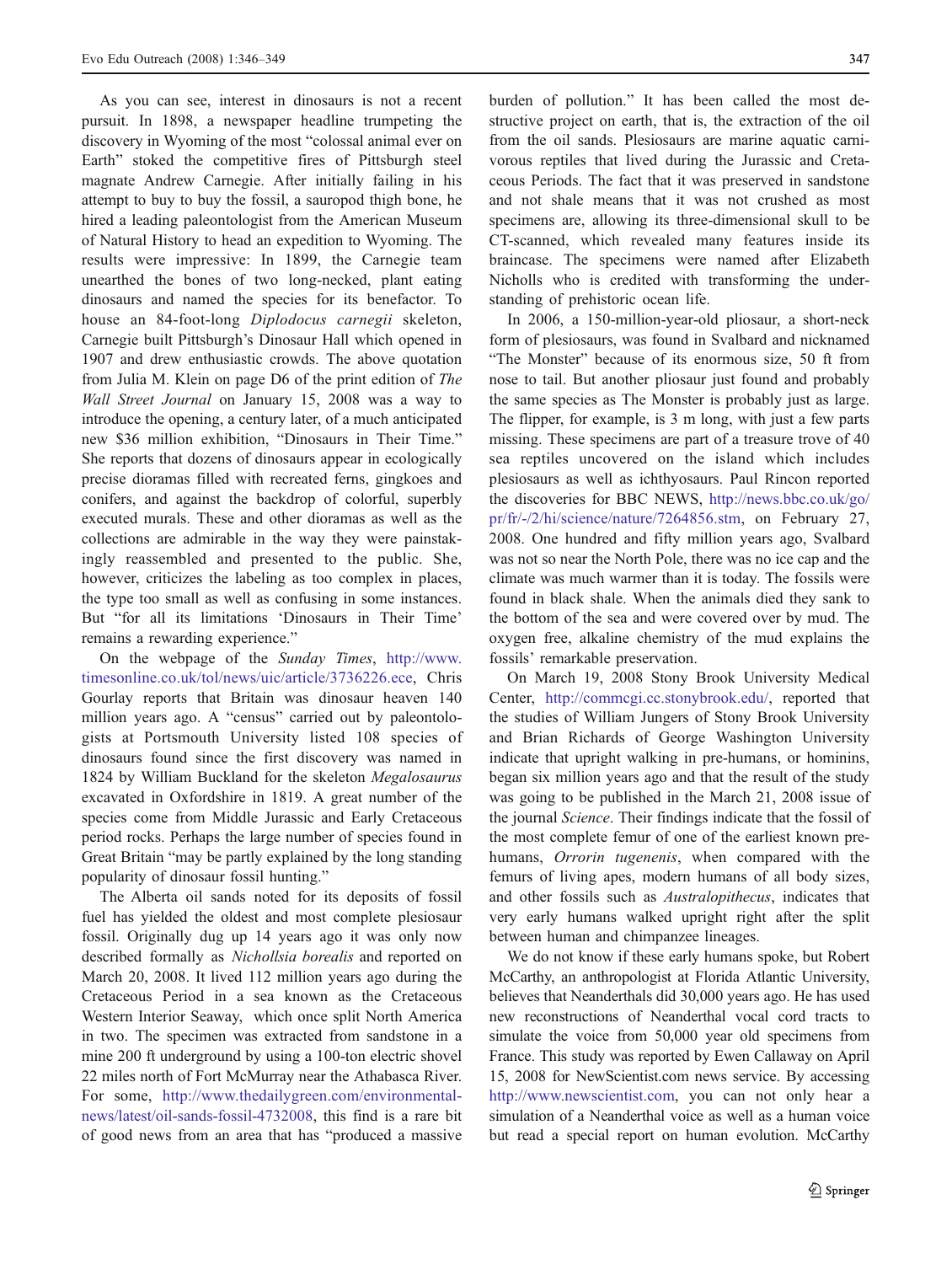As you can see, interest in dinosaurs is not a recent pursuit. In 1898, a newspaper headline trumpeting the discovery in Wyoming of the most "colossal animal ever on Earth" stoked the competitive fires of Pittsburgh steel magnate Andrew Carnegie. After initially failing in his attempt to buy to buy the fossil, a sauropod thigh bone, he hired a leading paleontologist from the American Museum of Natural History to head an expedition to Wyoming. The results were impressive: In 1899, the Carnegie team unearthed the bones of two long-necked, plant eating dinosaurs and named the species for its benefactor. To house an 84-foot-long *Diplodocus carnegii* skeleton, Carnegie built Pittsburgh's Dinosaur Hall which opened in 1907 and drew enthusiastic crowds. The above quotation from Julia M. Klein on page D6 of the print edition of *The Wall Street Journal* on January 15, 2008 was a way to introduce the opening, a century later, of a much anticipated new $36 million exhibition, "Dinosaurs in Their Time." She reports that dozens of dinosaurs appear in ecologically precise dioramas filled with recreated ferns, gingkoes and conifers, and against the backdrop of colorful, superbly executed murals. These and other dioramas as well as the collections are admirable in the way they were painstakingly reassembled and presented to the public. She, however, criticizes the labeling as too complex in places, the type too small as well as confusing in some instances. But "for all its limitations 'Dinosaurs in Their Time' remains a rewarding experience."

On the webpage of the *Sunday Times*, http://www.timesonline.co.uk/tol/news/uic/article/3736226.ece, Chris Gourlay reports that Britain was dinosaur heaven 140 million years ago. A "census" carried out by paleontologists at Portsmouth University listed 108 species of dinosaurs found since the first discovery was named in 1824 by William Buckland for the skeleton *Megalosaurus* excavated in Oxfordshire in 1819. A great number of the species come from Middle Jurassic and Early Cretaceous period rocks. Perhaps the large number of species found in Great Britain "may be partly explained by the long standing popularity of dinosaur fossil hunting."

The Alberta oil sands noted for its deposits of fossil fuel has yielded the oldest and most complete plesiosaur fossil. Originally dug up 14 years ago it was only now described formally as *Nichollsia borealis* and reported on March 20, 2008. It lived 112 million years ago during the Cretaceous Period in a sea known as the Cretaceous Western Interior Seaway, which once split North America in two. The specimen was extracted from sandstone in a mine 200 ft underground by using a 100-ton electric shovel 22 miles north of Fort McMurray near the Athabasca River. For some, http://www.thedailygreen.com/environmental-news/latest/oil-sands-fossil-4732008, this find is a rare bit of good news from an area that has "produced a massive burden of pollution." It has been called the most destructive project on earth, that is, the extraction of the oil from the oil sands. Plesiosaurs are marine aquatic carnivorous reptiles that lived during the Jurassic and Cretaceous Periods. The fact that it was preserved in sandstone and not shale means that it was not crushed as most specimens are, allowing its three-dimensional skull to be CT-scanned, which revealed many features inside its braincase. The specimens were named after Elizabeth Nicholls who is credited with transforming the understanding of prehistoric ocean life.

In 2006, a 150-million-year-old pliosaur, a short-neck form of plesiosaurs, was found in Svalbard and nicknamed "The Monster" because of its enormous size, 50 ft from nose to tail. But another pliosaur just found and probably the same species as The Monster is probably just as large. The flipper, for example, is 3 m long, with just a few parts missing. These specimens are part of a treasure trove of 40 sea reptiles uncovered on the island which includes plesiosaurs as well as ichthyosaurs. Paul Rincon reported the discoveries for BBC NEWS, http://news.bbc.co.uk/go/pr/fr/-/2/hi/science/nature/7264856.stm, on February 27, 2008. One hundred and fifty million years ago, Svalbard was not so near the North Pole, there was no ice cap and the climate was much warmer than it is today. The fossils were found in black shale. When the animals died they sank to the bottom of the sea and were covered over by mud. The oxygen free, alkaline chemistry of the mud explains the fossils' remarkable preservation.

On March 19, 2008 Stony Brook University Medical Center, http://commcgi.cc.stonybrook.edu/, reported that the studies of William Jungers of Stony Brook University and Brian Richards of George Washington University indicate that upright walking in pre-humans, or hominins, began six million years ago and that the result of the study was going to be published in the March 21, 2008 issue of the journal *Science*. Their findings indicate that the fossil of the most complete femur of one of the earliest known pre-humans, *Orrorin tugenenis*, when compared with the femurs of living apes, modern humans of all body sizes, and other fossils such as *Australopithecus*, indicates that very early humans walked upright right after the split between human and chimpanzee lineages.

We do not know if these early humans spoke, but Robert McCarthy, an anthropologist at Florida Atlantic University, believes that Neanderthals did 30,000 years ago. He has used new reconstructions of Neanderthal vocal cord tracts to simulate the voice from 50,000 year old specimens from France. This study was reported by Ewen Callaway on April 15, 2008 for NewScientist.com news service. By accessing http://www.newscientist.com, you can not only hear a simulation of a Neanderthal voice as well as a human voice but read a special report on human evolution. McCarthy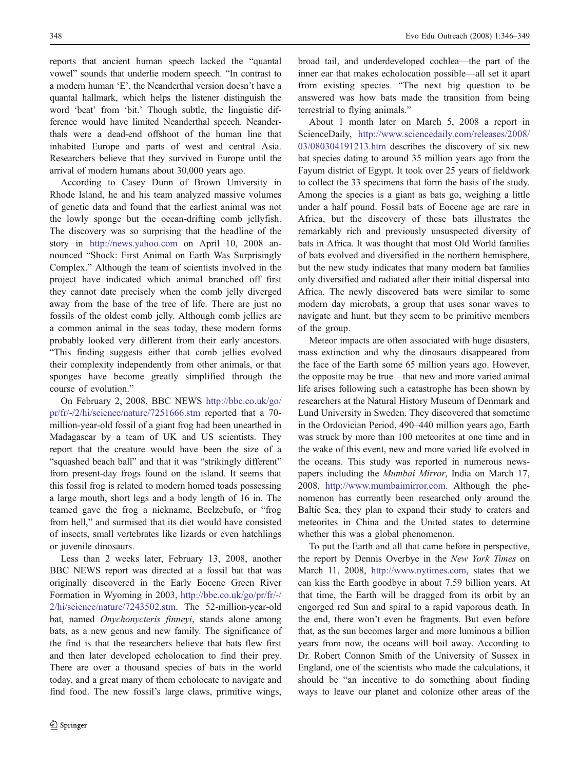reports that ancient human speech lacked the "quantal vowel" sounds that underlie modern speech. "In contrast to a modern human 'E', the Neanderthal version doesn't have a quantal hallmark, which helps the listener distinguish the word 'beat' from 'bit.' Though subtle, the linguistic difference would have limited Neanderthal speech. Neanderthals were a dead-end offshoot of the human line that inhabited Europe and parts of west and central Asia. Researchers believe that they survived in Europe until the arrival of modern humans about 30,000 years ago.

According to Casey Dunn of Brown University in Rhode Island, he and his team analyzed massive volumes of genetic data and found that the earliest animal was not the lowly sponge but the ocean-drifting comb jellyfish. The discovery was so surprising that the headline of the story in http://news.yahoo.com on April 10, 2008 announced "Shock: First Animal on Earth Was Surprisingly Complex." Although the team of scientists involved in the project have indicated which animal branched off first they cannot date precisely when the comb jelly diverged away from the base of the tree of life. There are just no fossils of the oldest comb jelly. Although comb jellies are a common animal in the seas today, these modern forms probably looked very different from their early ancestors. "This finding suggests either that comb jellies evolved their complexity independently from other animals, or that sponges have become greatly simplified through the course of evolution."

On February 2, 2008, BBC NEWS http://bbc.co.uk/go/pr/fr/-/2/hi/science/nature/7251666.stm reported that a 70-million-year-old fossil of a giant frog had been unearthed in Madagascar by a team of UK and US scientists. They report that the creature would have been the size of a "squashed beach ball" and that it was "strikingly different" from present-day frogs found on the island. It seems that this fossil frog is related to modern horned toads possessing a large mouth, short legs and a body length of 16 in. The teamed gave the frog a nickname, Beelzebufo, or "frog from hell," and surmised that its diet would have consisted of insects, small vertebrates like lizards or even hatchlings or juvenile dinosaurs.

Less than 2 weeks later, February 13, 2008, another BBC NEWS report was directed at a fossil bat that was originally discovered in the Early Eocene Green River Formation in Wyoming in 2003, http://bbc.co.uk/go/pr/fr/-/2/hi/science/nature/7243502.stm. The 52-million-year-old bat, named *Onychonycteris finneyi*, stands alone among bats, as a new genus and new family. The significance of the find is that the researchers believe that bats flew first and then later developed echolocation to find their prey. There are over a thousand species of bats in the world today, and a great many of them echolocate to navigate and find food. The new fossil's large claws, primitive wings, broad tail, and underdeveloped cochlea—the part of the inner ear that makes echolocation possible—all set it apart from existing species. "The next big question to be answered was how bats made the transition from being terrestrial to flying animals."

About 1 month later on March 5, 2008 a report in ScienceDaily, http://www.sciencedaily.com/releases/2008/03/080304191213.htm describes the discovery of six new bat species dating to around 35 million years ago from the Fayum district of Egypt. It took over 25 years of fieldwork to collect the 33 specimens that form the basis of the study. Among the species is a giant as bats go, weighing a little under a half pound. Fossil bats of Eocene age are rare in Africa, but the discovery of these bats illustrates the remarkably rich and previously unsuspected diversity of bats in Africa. It was thought that most Old World families of bats evolved and diversified in the northern hemisphere, but the new study indicates that many modern bat families only diversified and radiated after their initial dispersal into Africa. The newly discovered bats were similar to some modern day microbats, a group that uses sonar waves to navigate and hunt, but they seem to be primitive members of the group.

Meteor impacts are often associated with huge disasters, mass extinction and why the dinosaurs disappeared from the face of the Earth some 65 million years ago. However, the opposite may be true—that new and more varied animal life arises following such a catastrophe has been shown by researchers at the Natural History Museum of Denmark and Lund University in Sweden. They discovered that sometime in the Ordovician Period, 490–440 million years ago, Earth was struck by more than 100 meteorites at one time and in the wake of this event, new and more varied life evolved in the oceans. This study was reported in numerous newspapers including the *Mumbai Mirror*, India on March 17, 2008, http://www.mumbaimirror.com. Although the phenomenon has currently been researched only around the Baltic Sea, they plan to expand their study to craters and meteorites in China and the United states to determine whether this was a global phenomenon.

To put the Earth and all that came before in perspective, the report by Dennis Overbye in the *New York Times* on March 11, 2008, http://www.nytimes.com, states that we can kiss the Earth goodbye in about 7.59 billion years. At that time, the Earth will be dragged from its orbit by an engorged red Sun and spiral to a rapid vaporous death. In the end, there won't even be fragments. But even before that, as the sun becomes larger and more luminous a billion years from now, the oceans will boil away. According to Dr. Robert Connon Smith of the University of Sussex in England, one of the scientists who made the calculations, it should be "an incentive to do something about finding ways to leave our planet and colonize other areas of the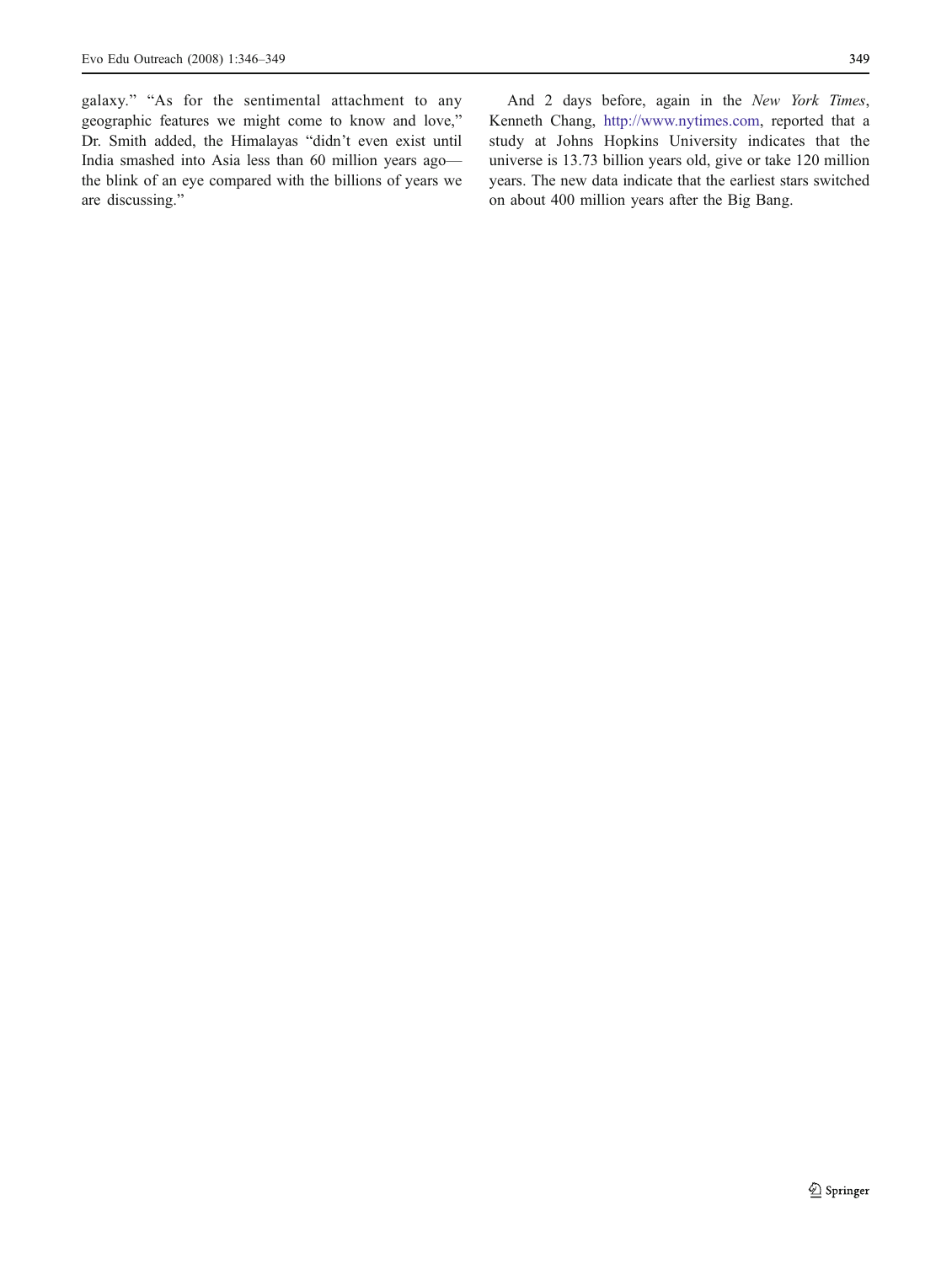galaxy." "As for the sentimental attachment to any geographic features we might come to know and love," Dr. Smith added, the Himalayas "didn't even exist until India smashed into Asia less than 60 million years ago—the blink of an eye compared with the billions of years we are discussing."

And 2 days before, again in the *New York Times*, Kenneth Chang, http://www.nytimes.com, reported that a study at Johns Hopkins University indicates that the universe is 13.73 billion years old, give or take 120 million years. The new data indicate that the earliest stars switched on about 400 million years after the Big Bang.